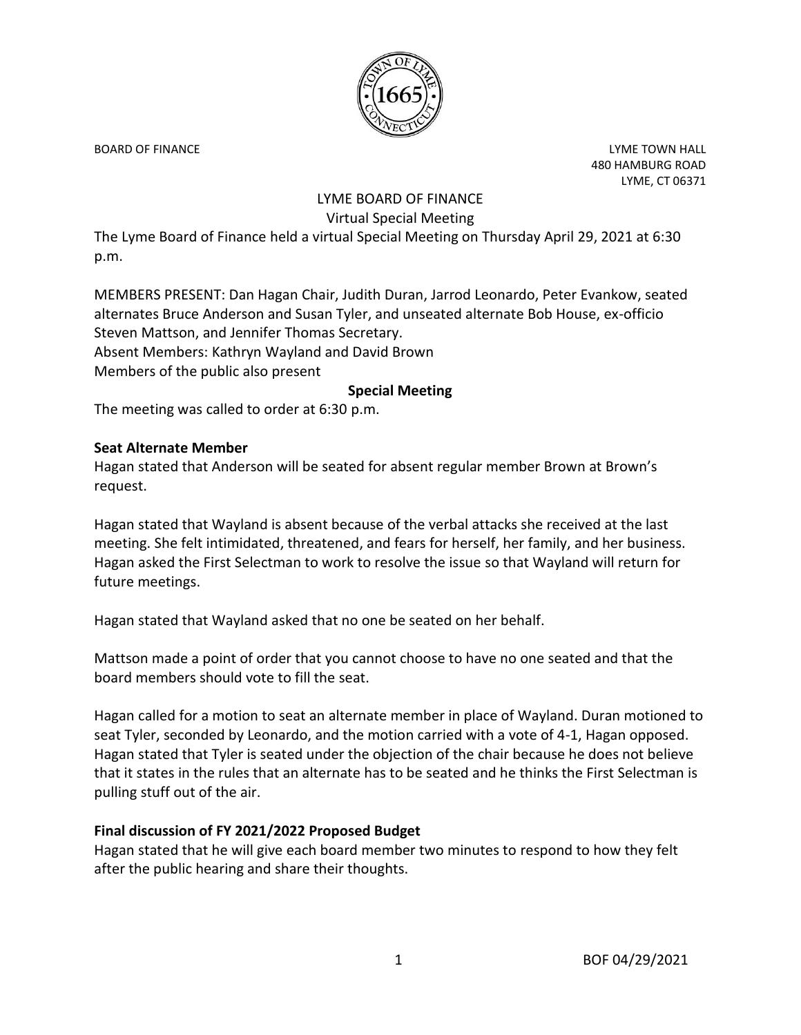BOARD OF FINANCE

LYME TOWN HALL
480 HAMBURG ROAD
LYME, CT 06371

LYME BOARD OF FINANCE
Virtual Special Meeting

The Lyme Board of Finance held a virtual Special Meeting on Thursday April 29, 2021 at 6:30 p.m.

MEMBERS PRESENT: Dan Hagan Chair, Judith Duran, Jarrod Leonardo, Peter Evankow, seated alternates Bruce Anderson and Susan Tyler, and unseated alternate Bob House, ex-officio Steven Mattson, and Jennifer Thomas Secretary.
Absent Members: Kathryn Wayland and David Brown
Members of the public also present

**Special Meeting**

The meeting was called to order at 6:30 p.m.

**Seat Alternate Member**

Hagan stated that Anderson will be seated for absent regular member Brown at Brown's request.

Hagan stated that Wayland is absent because of the verbal attacks she received at the last meeting. She felt intimidated, threatened, and fears for herself, her family, and her business. Hagan asked the First Selectman to work to resolve the issue so that Wayland will return for future meetings.

Hagan stated that Wayland asked that no one be seated on her behalf.

Mattson made a point of order that you cannot choose to have no one seated and that the board members should vote to fill the seat.

Hagan called for a motion to seat an alternate member in place of Wayland. Duran motioned to seat Tyler, seconded by Leonardo, and the motion carried with a vote of 4-1, Hagan opposed. Hagan stated that Tyler is seated under the objection of the chair because he does not believe that it states in the rules that an alternate has to be seated and he thinks the First Selectman is pulling stuff out of the air.

**Final discussion of FY 2021/2022 Proposed Budget**

Hagan stated that he will give each board member two minutes to respond to how they felt after the public hearing and share their thoughts.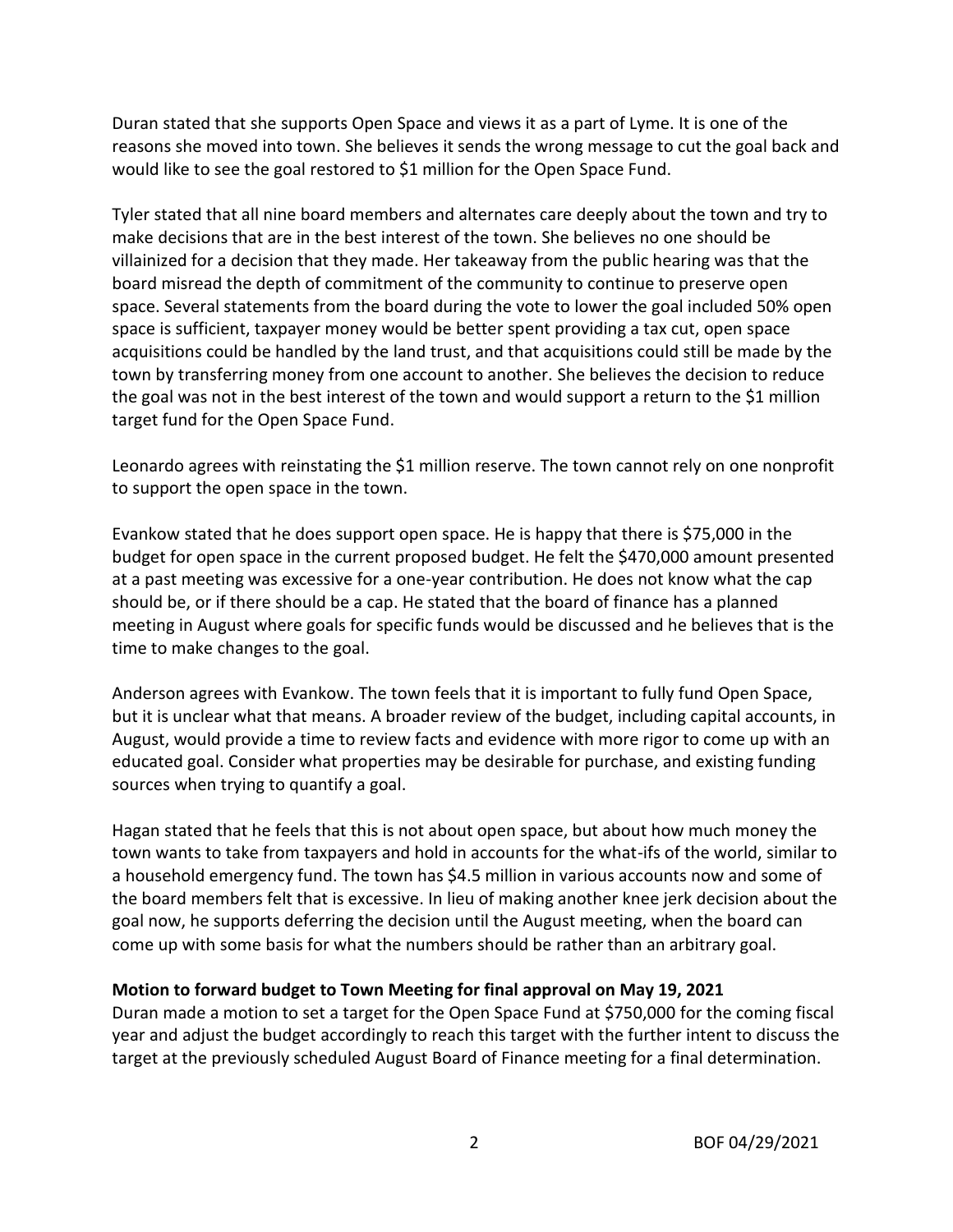Duran stated that she supports Open Space and views it as a part of Lyme. It is one of the reasons she moved into town. She believes it sends the wrong message to cut the goal back and would like to see the goal restored to $1 million for the Open Space Fund.

Tyler stated that all nine board members and alternates care deeply about the town and try to make decisions that are in the best interest of the town. She believes no one should be villainized for a decision that they made. Her takeaway from the public hearing was that the board misread the depth of commitment of the community to continue to preserve open space. Several statements from the board during the vote to lower the goal included 50% open space is sufficient, taxpayer money would be better spent providing a tax cut, open space acquisitions could be handled by the land trust, and that acquisitions could still be made by the town by transferring money from one account to another. She believes the decision to reduce the goal was not in the best interest of the town and would support a return to the $1 million target fund for the Open Space Fund.

Leonardo agrees with reinstating the $1 million reserve. The town cannot rely on one nonprofit to support the open space in the town.

Evankow stated that he does support open space. He is happy that there is $75,000 in the budget for open space in the current proposed budget. He felt the $470,000 amount presented at a past meeting was excessive for a one-year contribution. He does not know what the cap should be, or if there should be a cap. He stated that the board of finance has a planned meeting in August where goals for specific funds would be discussed and he believes that is the time to make changes to the goal.

Anderson agrees with Evankow. The town feels that it is important to fully fund Open Space, but it is unclear what that means. A broader review of the budget, including capital accounts, in August, would provide a time to review facts and evidence with more rigor to come up with an educated goal. Consider what properties may be desirable for purchase, and existing funding sources when trying to quantify a goal.

Hagan stated that he feels that this is not about open space, but about how much money the town wants to take from taxpayers and hold in accounts for the what-ifs of the world, similar to a household emergency fund. The town has $4.5 million in various accounts now and some of the board members felt that is excessive. In lieu of making another knee jerk decision about the goal now, he supports deferring the decision until the August meeting, when the board can come up with some basis for what the numbers should rather than an arbitrary goal.

**Motion to forward budget to Town Meeting for final approval on May 19, 2021**

Duran made a motion to set a target for the Open Space Fund at $750,000 for the coming fiscal year and adjust the budget accordingly to reach this target with the further intent to discuss the target at the previously scheduled August Board of Finance meeting for a final determination.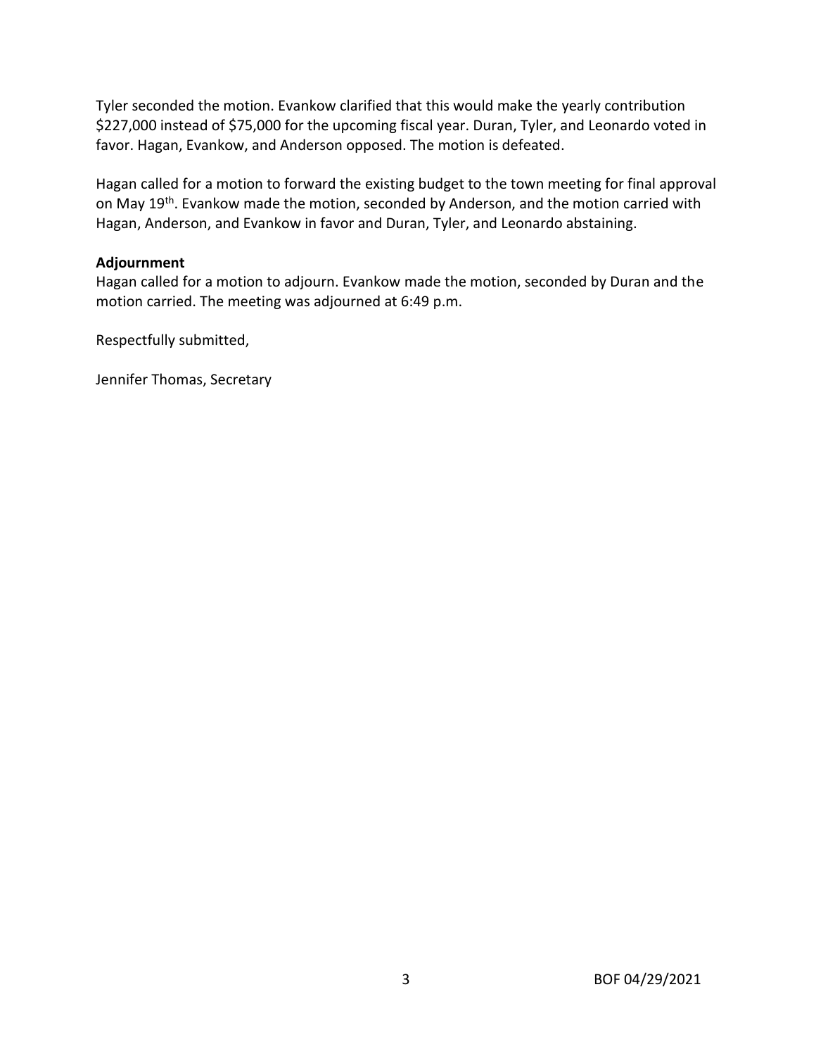Tyler seconded the motion. Evankow clarified that this would make the yearly contribution $227,000 instead of $75,000 for the upcoming fiscal year. Duran, Tyler, and Leonardo voted in favor. Hagan, Evankow, and Anderson opposed. The motion is defeated.

Hagan called for a motion to forward the existing budget to the town meeting for final approval on May 19th. Evankow made the motion, seconded by Anderson, and the motion carried with Hagan, Anderson, and Evankow in favor and Duran, Tyler, and Leonardo abstaining.

**Adjournment**
Hagan called for a motion to adjourn. Evankow made the motion, seconded by Duran and the motion carried. The meeting was adjourned at 6:49 p.m.

Respectfully submitted,

Jennifer Thomas, Secretary